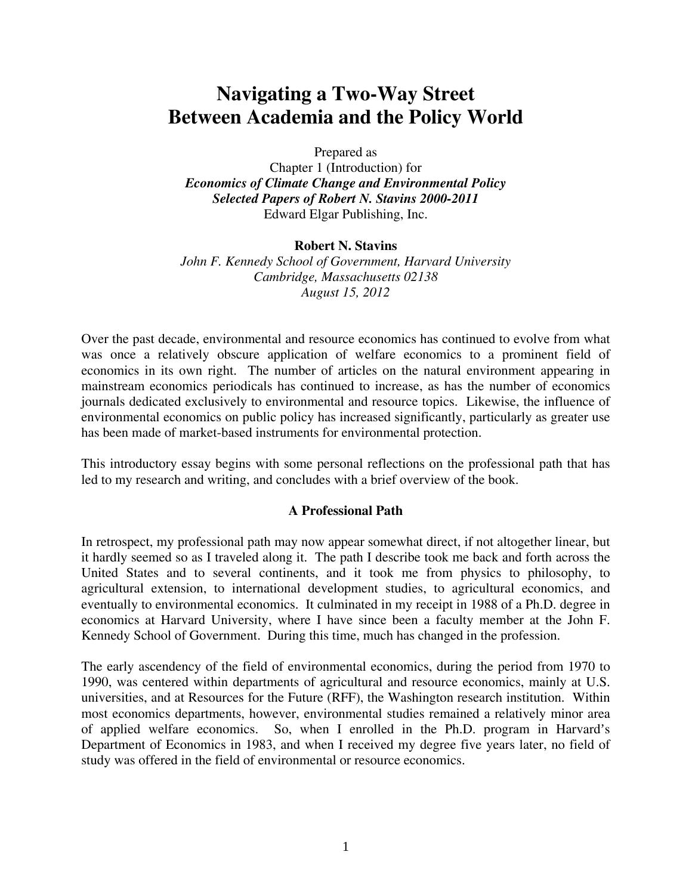# Navigating a Two-Way Street Between Academia and the Policy World

Prepared as
Chapter 1 (Introduction) for
***Economics of Climate Change and Environmental Policy***
***Selected Papers of Robert N. Stavins 2000-2011***
Edward Elgar Publishing, Inc.

**Robert N. Stavins**
*John F. Kennedy School of Government, Harvard University*
*Cambridge, Massachusetts 02138*
*August 15, 2012*

Over the past decade, environmental and resource economics has continued to evolve from what was once a relatively obscure application of welfare economics to a prominent field of economics in its own right. The number of articles on the natural environment appearing in mainstream economics periodicals has continued to increase, as has the number of economics journals dedicated exclusively to environmental and resource topics. Likewise, the influence of environmental economics on public policy has increased significantly, particularly as greater use has been made of market-based instruments for environmental protection.

This introductory essay begins with some personal reflections on the professional path that has led to my research and writing, and concludes with a brief overview of the book.

## A Professional Path

In retrospect, my professional path may now appear somewhat direct, if not altogether linear, but it hardly seemed so as I traveled along it. The path I describe took me back and forth across the United States and to several continents, and it took me from physics to philosophy, to agricultural extension, to international development studies, to agricultural economics, and eventually to environmental economics. It culminated in my receipt in 1988 of a Ph.D. degree in economics at Harvard University, where I have since been a faculty member at the John F. Kennedy School of Government. During this time, much has changed in the profession.

The early ascendency of the field of environmental economics, during the period from 1970 to 1990, was centered within departments of agricultural and resource economics, mainly at U.S. universities, and at Resources for the Future (RFF), the Washington research institution. Within most economics departments, however, environmental studies remained a relatively minor area of applied welfare economics. So, when I enrolled in the Ph.D. program in Harvard's Department of Economics in 1983, and when I received my degree five years later, no field of study was offered in the field of environmental or resource economics.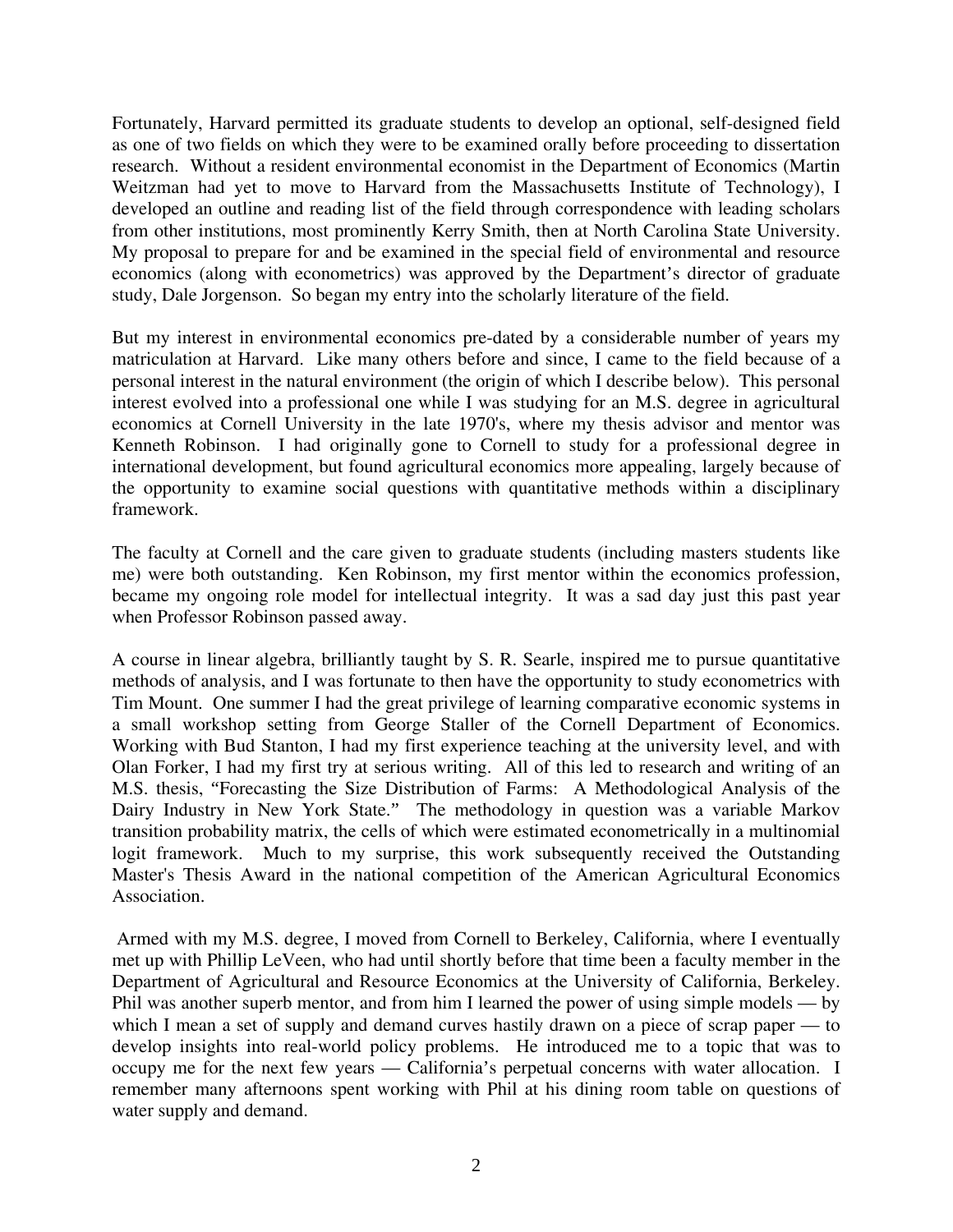Fortunately, Harvard permitted its graduate students to develop an optional, self-designed field as one of two fields on which they were to be examined orally before proceeding to dissertation research. Without a resident environmental economist in the Department of Economics (Martin Weitzman had yet to move to Harvard from the Massachusetts Institute of Technology), I developed an outline and reading list of the field through correspondence with leading scholars from other institutions, most prominently Kerry Smith, then at North Carolina State University. My proposal to prepare for and be examined in the special field of environmental and resource economics (along with econometrics) was approved by the Department's director of graduate study, Dale Jorgenson. So began my entry into the scholarly literature of the field.

But my interest in environmental economics pre-dated by a considerable number of years my matriculation at Harvard. Like many others before and since, I came to the field because of a personal interest in the natural environment (the origin of which I describe below). This personal interest evolved into a professional one while I was studying for an M.S. degree in agricultural economics at Cornell University in the late 1970's, where my thesis advisor and mentor was Kenneth Robinson. I had originally gone to Cornell to study for a professional degree in international development, but found agricultural economics more appealing, largely because of the opportunity to examine social questions with quantitative methods within a disciplinary framework.

The faculty at Cornell and the care given to graduate students (including masters students like me) were both outstanding. Ken Robinson, my first mentor within the economics profession, became my ongoing role model for intellectual integrity. It was a sad day just this past year when Professor Robinson passed away.

A course in linear algebra, brilliantly taught by S. R. Searle, inspired me to pursue quantitative methods of analysis, and I was fortunate to then have the opportunity to study econometrics with Tim Mount. One summer I had the great privilege of learning comparative economic systems in a small workshop setting from George Staller of the Cornell Department of Economics. Working with Bud Stanton, I had my first experience teaching at the university level, and with Olan Forker, I had my first try at serious writing. All of this led to research and writing of an M.S. thesis, "Forecasting the Size Distribution of Farms: A Methodological Analysis of the Dairy Industry in New York State." The methodology in question was a variable Markov transition probability matrix, the cells of which were estimated econometrically in a multinomial logit framework. Much to my surprise, this work subsequently received the Outstanding Master's Thesis Award in the national competition of the American Agricultural Economics Association.

Armed with my M.S. degree, I moved from Cornell to Berkeley, California, where I eventually met up with Phillip LeVeen, who had until shortly before that time been a faculty member in the Department of Agricultural and Resource Economics at the University of California, Berkeley. Phil was another superb mentor, and from him I learned the power of using simple models — by which I mean a set of supply and demand curves hastily drawn on a piece of scrap paper — to develop insights into real-world policy problems. He introduced me to a topic that was to occupy me for the next few years — California's perpetual concerns with water allocation. I remember many afternoons spent working with Phil at his dining room table on questions of water supply and demand.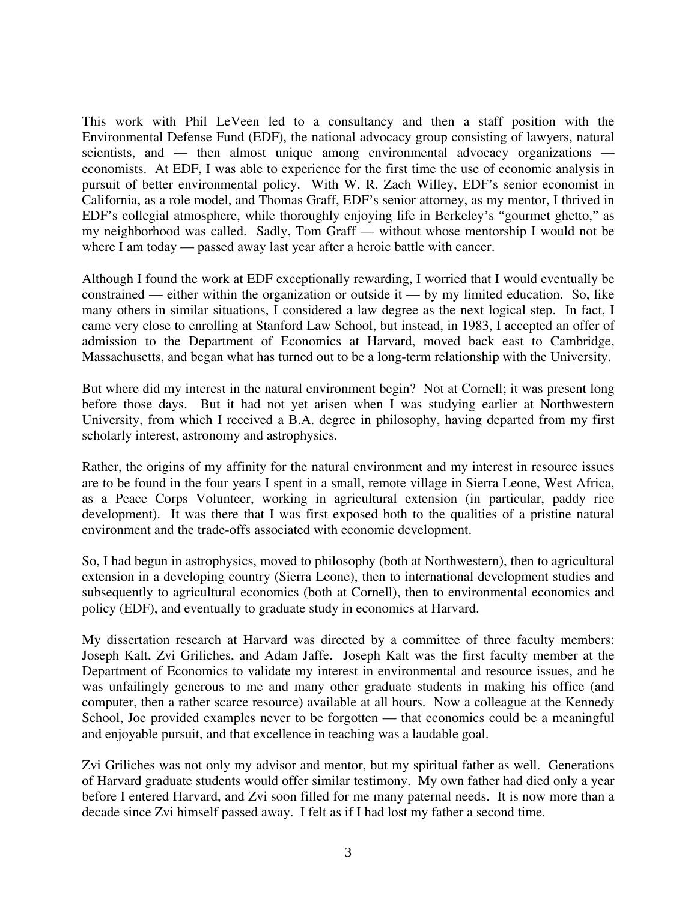This work with Phil LeVeen led to a consultancy and then a staff position with the Environmental Defense Fund (EDF), the national advocacy group consisting of lawyers, natural scientists, and — then almost unique among environmental advocacy organizations — economists. At EDF, I was able to experience for the first time the use of economic analysis in pursuit of better environmental policy. With W. R. Zach Willey, EDF's senior economist in California, as a role model, and Thomas Graff, EDF's senior attorney, as my mentor, I thrived in EDF's collegial atmosphere, while thoroughly enjoying life in Berkeley's "gourmet ghetto," as my neighborhood was called. Sadly, Tom Graff — without whose mentorship I would not be where I am today — passed away last year after a heroic battle with cancer.

Although I found the work at EDF exceptionally rewarding, I worried that I would eventually be constrained — either within the organization or outside it — by my limited education. So, like many others in similar situations, I considered a law degree as the next logical step. In fact, I came very close to enrolling at Stanford Law School, but instead, in 1983, I accepted an offer of admission to the Department of Economics at Harvard, moved back east to Cambridge, Massachusetts, and began what has turned out to be a long-term relationship with the University.

But where did my interest in the natural environment begin? Not at Cornell; it was present long before those days. But it had not yet arisen when I was studying earlier at Northwestern University, from which I received a B.A. degree in philosophy, having departed from my first scholarly interest, astronomy and astrophysics.

Rather, the origins of my affinity for the natural environment and my interest in resource issues are to be found in the four years I spent in a small, remote village in Sierra Leone, West Africa, as a Peace Corps Volunteer, working in agricultural extension (in particular, paddy rice development). It was there that I was first exposed both to the qualities of a pristine natural environment and the trade-offs associated with economic development.

So, I had begun in astrophysics, moved to philosophy (both at Northwestern), then to agricultural extension in a developing country (Sierra Leone), then to international development studies and subsequently to agricultural economics (both at Cornell), then to environmental economics and policy (EDF), and eventually to graduate study in economics at Harvard.

My dissertation research at Harvard was directed by a committee of three faculty members: Joseph Kalt, Zvi Griliches, and Adam Jaffe. Joseph Kalt was the first faculty member at the Department of Economics to validate my interest in environmental and resource issues, and he was unfailingly generous to me and many other graduate students in making his office (and computer, then a rather scarce resource) available at all hours. Now a colleague at the Kennedy School, Joe provided examples never to be forgotten — that economics could be a meaningful and enjoyable pursuit, and that excellence in teaching was a laudable goal.

Zvi Griliches was not only my advisor and mentor, but my spiritual father as well. Generations of Harvard graduate students would offer similar testimony. My own father had died only a year before I entered Harvard, and Zvi soon filled for me many paternal needs. It is now more than a decade since Zvi himself passed away. I felt as if I had lost my father a second time.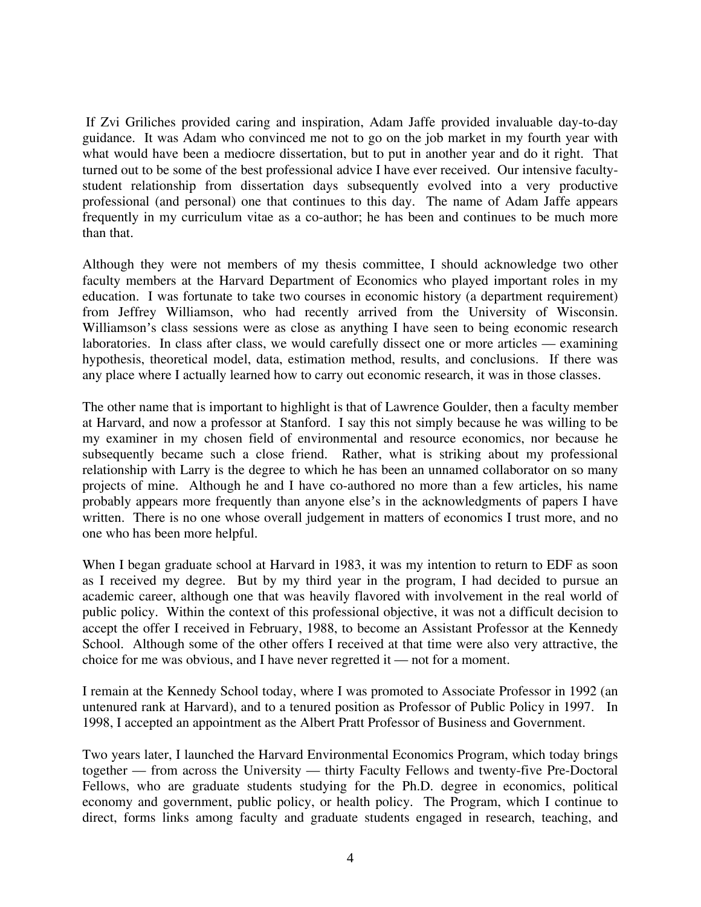If Zvi Griliches provided caring and inspiration, Adam Jaffe provided invaluable day-to-day guidance. It was Adam who convinced me not to go on the job market in my fourth year with what would have been a mediocre dissertation, but to put in another year and do it right. That turned out to be some of the best professional advice I have ever received. Our intensive faculty-student relationship from dissertation days subsequently evolved into a very productive professional (and personal) one that continues to this day. The name of Adam Jaffe appears frequently in my curriculum vitae as a co-author; he has been and continues to be much more than that.

Although they were not members of my thesis committee, I should acknowledge two other faculty members at the Harvard Department of Economics who played important roles in my education. I was fortunate to take two courses in economic history (a department requirement) from Jeffrey Williamson, who had recently arrived from the University of Wisconsin. Williamson's class sessions were as close as anything I have seen to being economic research laboratories. In class after class, we would carefully dissect one or more articles — examining hypothesis, theoretical model, data, estimation method, results, and conclusions. If there was any place where I actually learned how to carry out economic research, it was in those classes.

The other name that is important to highlight is that of Lawrence Goulder, then a faculty member at Harvard, and now a professor at Stanford. I say this not simply because he was willing to be my examiner in my chosen field of environmental and resource economics, nor because he subsequently became such a close friend. Rather, what is striking about my professional relationship with Larry is the degree to which he has been an unnamed collaborator on so many projects of mine. Although he and I have co-authored no more than a few articles, his name probably appears more frequently than anyone else's in the acknowledgments of papers I have written. There is no one whose overall judgement in matters of economics I trust more, and no one who has been more helpful.

When I began graduate school at Harvard in 1983, it was my intention to return to EDF as soon as I received my degree. But by my third year in the program, I had decided to pursue an academic career, although one that was heavily flavored with involvement in the real world of public policy. Within the context of this professional objective, it was not a difficult decision to accept the offer I received in February, 1988, to become an Assistant Professor at the Kennedy School. Although some of the other offers I received at that time were also very attractive, the choice for me was obvious, and I have never regretted it — not for a moment.

I remain at the Kennedy School today, where I was promoted to Associate Professor in 1992 (an untenured rank at Harvard), and to a tenured position as Professor of Public Policy in 1997. In 1998, I accepted an appointment as the Albert Pratt Professor of Business and Government.

Two years later, I launched the Harvard Environmental Economics Program, which today brings together — from across the University — thirty Faculty Fellows and twenty-five Pre-Doctoral Fellows, who are graduate students studying for the Ph.D. degree in economics, political economy and government, public policy, or health policy. The Program, which I continue to direct, forms links among faculty and graduate students engaged in research, teaching, and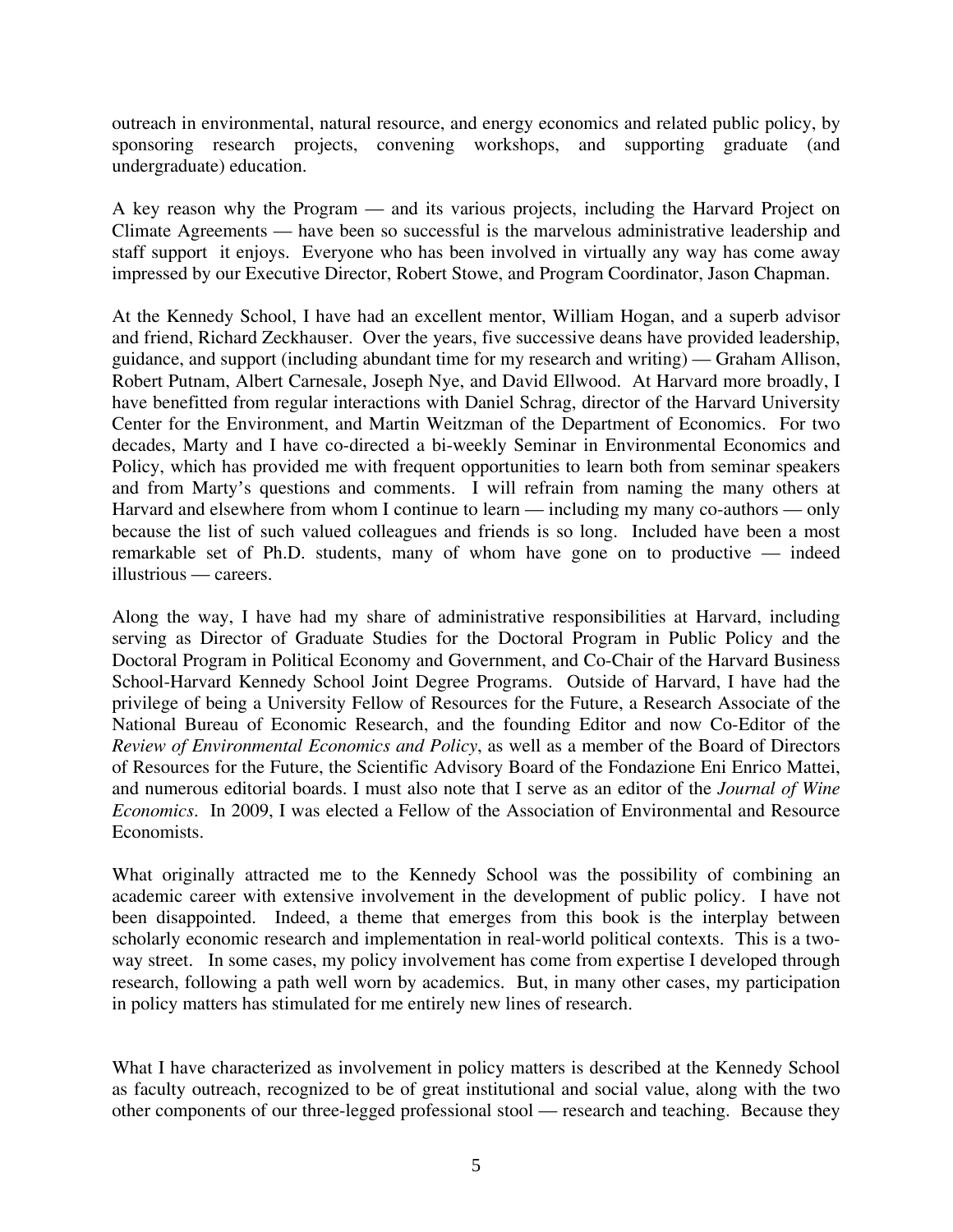outreach in environmental, natural resource, and energy economics and related public policy, by sponsoring research projects, convening workshops, and supporting graduate (and undergraduate) education.

A key reason why the Program — and its various projects, including the Harvard Project on Climate Agreements — have been so successful is the marvelous administrative leadership and staff support it enjoys. Everyone who has been involved in virtually any way has come away impressed by our Executive Director, Robert Stowe, and Program Coordinator, Jason Chapman.

At the Kennedy School, I have had an excellent mentor, William Hogan, and a superb advisor and friend, Richard Zeckhauser. Over the years, five successive deans have provided leadership, guidance, and support (including abundant time for my research and writing) — Graham Allison, Robert Putnam, Albert Carnesale, Joseph Nye, and David Ellwood. At Harvard more broadly, I have benefitted from regular interactions with Daniel Schrag, director of the Harvard University Center for the Environment, and Martin Weitzman of the Department of Economics. For two decades, Marty and I have co-directed a bi-weekly Seminar in Environmental Economics and Policy, which has provided me with frequent opportunities to learn both from seminar speakers and from Marty's questions and comments. I will refrain from naming the many others at Harvard and elsewhere from whom I continue to learn — including my many co-authors — only because the list of such valued colleagues and friends is so long. Included have been a most remarkable set of Ph.D. students, many of whom have gone on to productive — indeed illustrious — careers.

Along the way, I have had my share of administrative responsibilities at Harvard, including serving as Director of Graduate Studies for the Doctoral Program in Public Policy and the Doctoral Program in Political Economy and Government, and Co-Chair of the Harvard Business School-Harvard Kennedy School Joint Degree Programs. Outside of Harvard, I have had the privilege of being a University Fellow of Resources for the Future, a Research Associate of the National Bureau of Economic Research, and the founding Editor and now Co-Editor of the *Review of Environmental Economics and Policy*, as well as a member of the Board of Directors of Resources for the Future, the Scientific Advisory Board of the Fondazione Eni Enrico Mattei, and numerous editorial boards. I must also note that I serve as an editor of the *Journal of Wine Economics*. In 2009, I was elected a Fellow of the Association of Environmental and Resource Economists.

What originally attracted me to the Kennedy School was the possibility of combining an academic career with extensive involvement in the development of public policy. I have not been disappointed. Indeed, a theme that emerges from this book is the interplay between scholarly economic research and implementation in real-world political contexts. This is a two-way street. In some cases, my policy involvement has come from expertise I developed through research, following a path well worn by academics. But, in many other cases, my participation in policy matters has stimulated for me entirely new lines of research.

What I have characterized as involvement in policy matters is described at the Kennedy School as faculty outreach, recognized to be of great institutional and social value, along with the two other components of our three-legged professional stool — research and teaching. Because they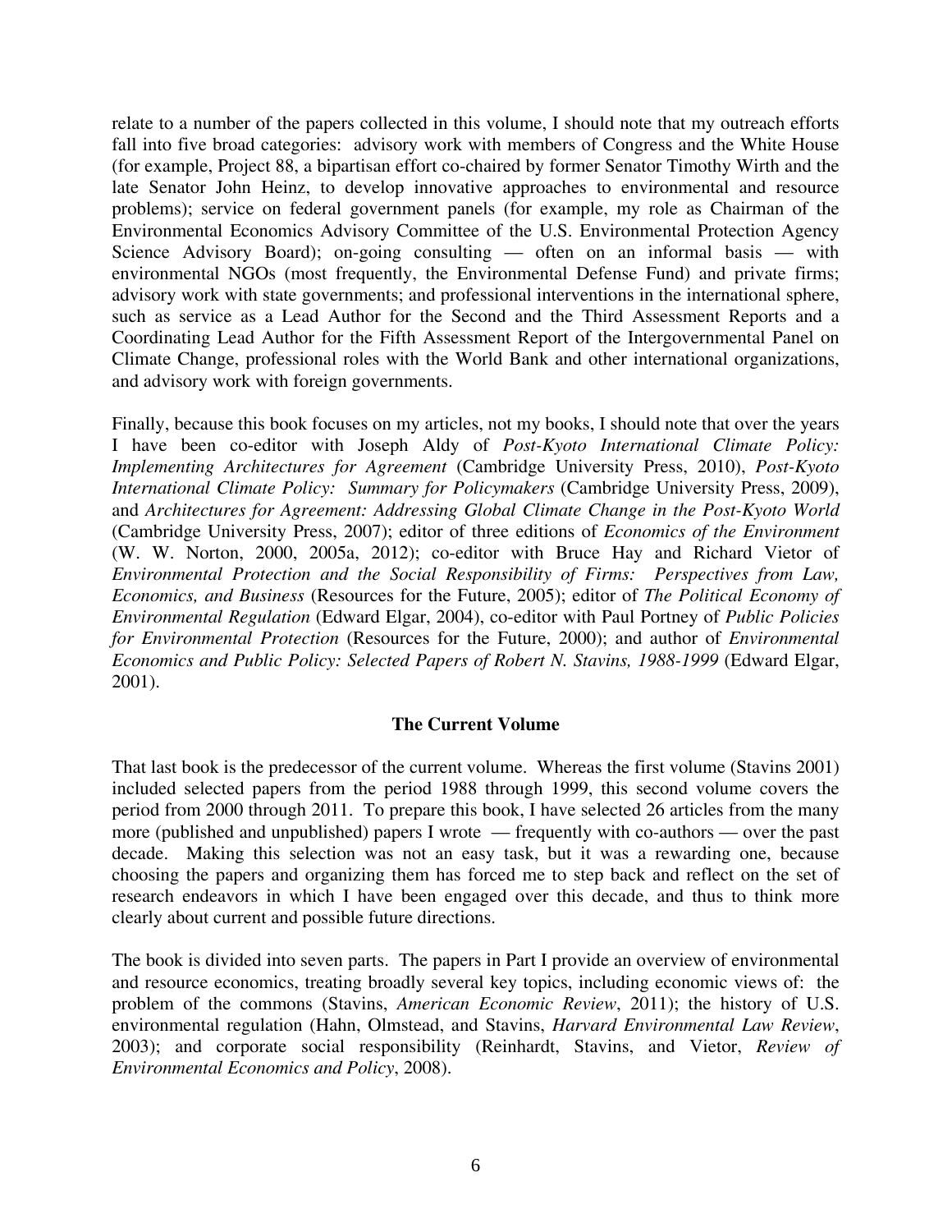relate to a number of the papers collected in this volume, I should note that my outreach efforts fall into five broad categories: advisory work with members of Congress and the White House (for example, Project 88, a bipartisan effort co-chaired by former Senator Timothy Wirth and the late Senator John Heinz, to develop innovative approaches to environmental and resource problems); service on federal government panels (for example, my role as Chairman of the Environmental Economics Advisory Committee of the U.S. Environmental Protection Agency Science Advisory Board); on-going consulting — often on an informal basis — with environmental NGOs (most frequently, the Environmental Defense Fund) and private firms; advisory work with state governments; and professional interventions in the international sphere, such as service as a Lead Author for the Second and the Third Assessment Reports and a Coordinating Lead Author for the Fifth Assessment Report of the Intergovernmental Panel on Climate Change, professional roles with the World Bank and other international organizations, and advisory work with foreign governments.

Finally, because this book focuses on my articles, not my books, I should note that over the years I have been co-editor with Joseph Aldy of *Post-Kyoto International Climate Policy: Implementing Architectures for Agreement* (Cambridge University Press, 2010), *Post-Kyoto International Climate Policy: Summary for Policymakers* (Cambridge University Press, 2009), and *Architectures for Agreement: Addressing Global Climate Change in the Post-Kyoto World* (Cambridge University Press, 2007); editor of three editions of *Economics of the Environment* (W. W. Norton, 2000, 2005a, 2012); co-editor with Bruce Hay and Richard Vietor of *Environmental Protection and the Social Responsibility of Firms: Perspectives from Law, Economics, and Business* (Resources for the Future, 2005); editor of *The Political Economy of Environmental Regulation* (Edward Elgar, 2004), co-editor with Paul Portney of *Public Policies for Environmental Protection* (Resources for the Future, 2000); and author of *Environmental Economics and Public Policy: Selected Papers of Robert N. Stavins, 1988-1999* (Edward Elgar, 2001).

## The Current Volume

That last book is the predecessor of the current volume. Whereas the first volume (Stavins 2001) included selected papers from the period 1988 through 1999, this second volume covers the period from 2000 through 2011. To prepare this book, I have selected 26 articles from the many more (published and unpublished) papers I wrote — frequently with co-authors — over the past decade. Making this selection was not an easy task, but it was a rewarding one, because choosing the papers and organizing them has forced me to step back and reflect on the set of research endeavors in which I have been engaged over this decade, and thus to think more clearly about current and possible future directions.

The book is divided into seven parts. The papers in Part I provide an overview of environmental and resource economics, treating broadly several key topics, including economic views of: the problem of the commons (Stavins, *American Economic Review*, 2011); the history of U.S. environmental regulation (Hahn, Olmstead, and Stavins, *Harvard Environmental Law Review*, 2003); and corporate social responsibility (Reinhardt, Stavins, and Vietor, *Review of Environmental Economics and Policy*, 2008).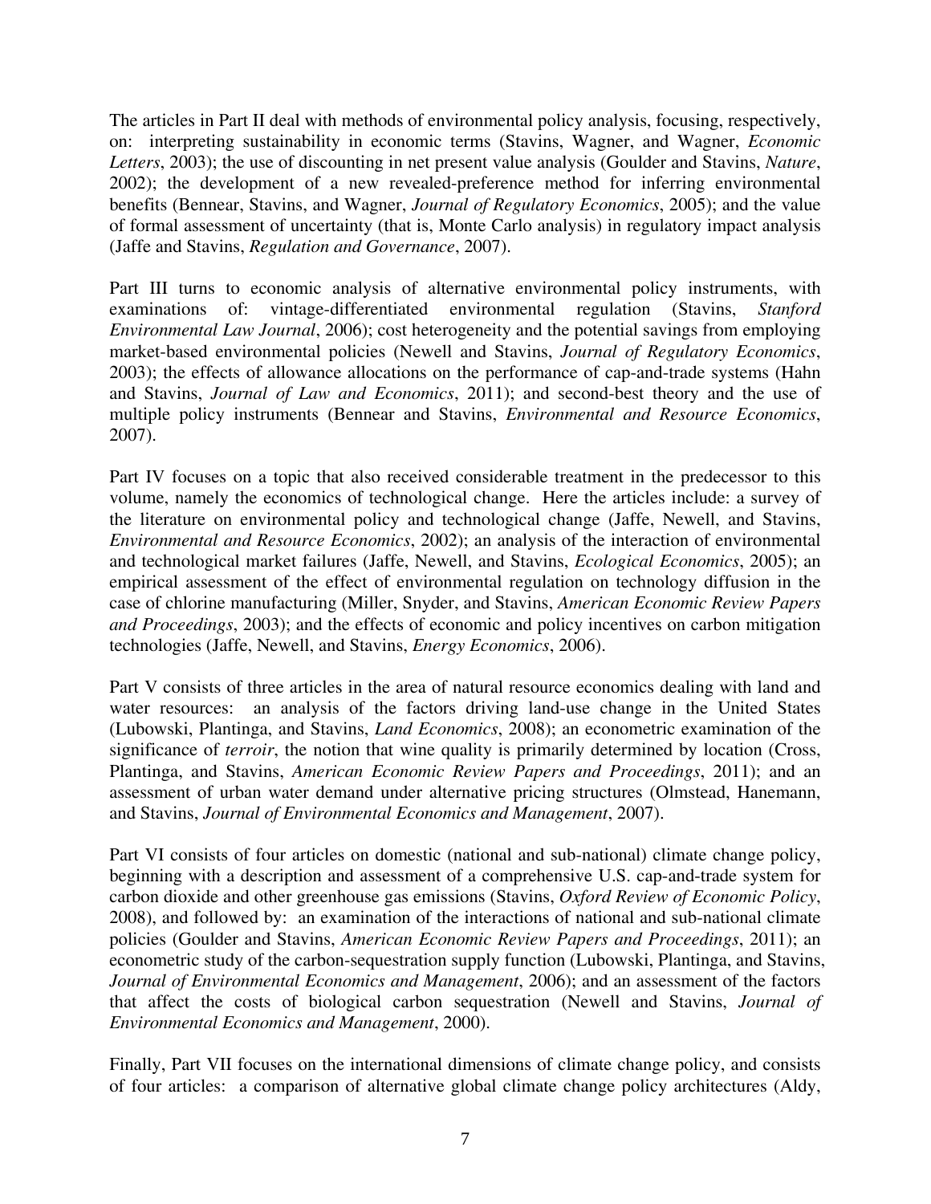The articles in Part II deal with methods of environmental policy analysis, focusing, respectively, on: interpreting sustainability in economic terms (Stavins, Wagner, and Wagner, *Economic Letters*, 2003); the use of discounting in net present value analysis (Goulder and Stavins, *Nature*, 2002); the development of a new revealed-preference method for inferring environmental benefits (Bennear, Stavins, and Wagner, *Journal of Regulatory Economics*, 2005); and the value of formal assessment of uncertainty (that is, Monte Carlo analysis) in regulatory impact analysis (Jaffe and Stavins, *Regulation and Governance*, 2007).

Part III turns to economic analysis of alternative environmental policy instruments, with examinations of: vintage-differentiated environmental regulation (Stavins, *Stanford Environmental Law Journal*, 2006); cost heterogeneity and the potential savings from employing market-based environmental policies (Newell and Stavins, *Journal of Regulatory Economics*, 2003); the effects of allowance allocations on the performance of cap-and-trade systems (Hahn and Stavins, *Journal of Law and Economics*, 2011); and second-best theory and the use of multiple policy instruments (Bennear and Stavins, *Environmental and Resource Economics*, 2007).

Part IV focuses on a topic that also received considerable treatment in the predecessor to this volume, namely the economics of technological change. Here the articles include: a survey of the literature on environmental policy and technological change (Jaffe, Newell, and Stavins, *Environmental and Resource Economics*, 2002); an analysis of the interaction of environmental and technological market failures (Jaffe, Newell, and Stavins, *Ecological Economics*, 2005); an empirical assessment of the effect of environmental regulation on technology diffusion in the case of chlorine manufacturing (Miller, Snyder, and Stavins, *American Economic Review Papers and Proceedings*, 2003); and the effects of economic and policy incentives on carbon mitigation technologies (Jaffe, Newell, and Stavins, *Energy Economics*, 2006).

Part V consists of three articles in the area of natural resource economics dealing with land and water resources: an analysis of the factors driving land-use change in the United States (Lubowski, Plantinga, and Stavins, *Land Economics*, 2008); an econometric examination of the significance of *terroir*, the notion that wine quality is primarily determined by location (Cross, Plantinga, and Stavins, *American Economic Review Papers and Proceedings*, 2011); and an assessment of urban water demand under alternative pricing structures (Olmstead, Hanemann, and Stavins, *Journal of Environmental Economics and Management*, 2007).

Part VI consists of four articles on domestic (national and sub-national) climate change policy, beginning with a description and assessment of a comprehensive U.S. cap-and-trade system for carbon dioxide and other greenhouse gas emissions (Stavins, *Oxford Review of Economic Policy*, 2008), and followed by: an examination of the interactions of national and sub-national climate policies (Goulder and Stavins, *American Economic Review Papers and Proceedings*, 2011); an econometric study of the carbon-sequestration supply function (Lubowski, Plantinga, and Stavins, *Journal of Environmental Economics and Management*, 2006); and an assessment of the factors that affect the costs of biological carbon sequestration (Newell and Stavins, *Journal of Environmental Economics and Management*, 2000).

Finally, Part VII focuses on the international dimensions of climate change policy, and consists of four articles: a comparison of alternative global climate change policy architectures (Aldy,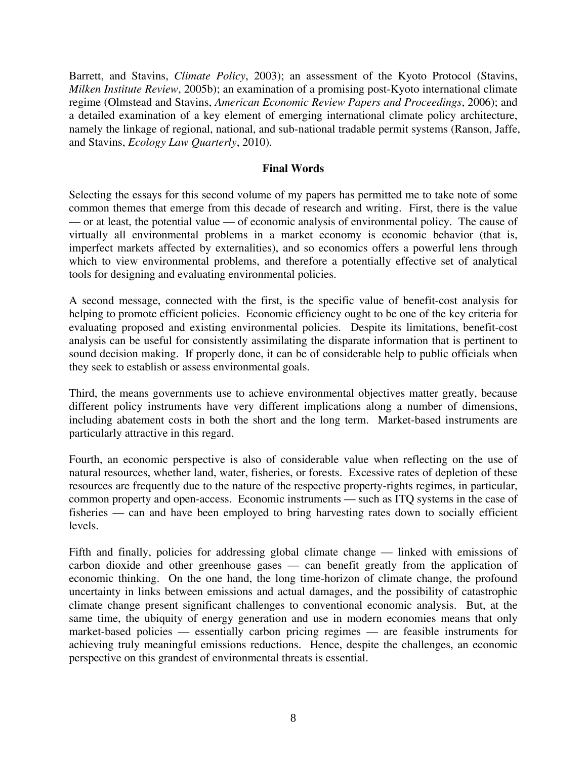Barrett, and Stavins, *Climate Policy*, 2003); an assessment of the Kyoto Protocol (Stavins, *Milken Institute Review*, 2005b); an examination of a promising post-Kyoto international climate regime (Olmstead and Stavins, *American Economic Review Papers and Proceedings*, 2006); and a detailed examination of a key element of emerging international climate policy architecture, namely the linkage of regional, national, and sub-national tradable permit systems (Ranson, Jaffe, and Stavins, *Ecology Law Quarterly*, 2010).

## Final Words

Selecting the essays for this second volume of my papers has permitted me to take note of some common themes that emerge from this decade of research and writing. First, there is the value — or at least, the potential value — of economic analysis of environmental policy. The cause of virtually all environmental problems in a market economy is economic behavior (that is, imperfect markets affected by externalities), and so economics offers a powerful lens through which to view environmental problems, and therefore a potentially effective set of analytical tools for designing and evaluating environmental policies.

A second message, connected with the first, is the specific value of benefit-cost analysis for helping to promote efficient policies. Economic efficiency ought to be one of the key criteria for evaluating proposed and existing environmental policies. Despite its limitations, benefit-cost analysis can be useful for consistently assimilating the disparate information that is pertinent to sound decision making. If properly done, it can be of considerable help to public officials when they seek to establish or assess environmental goals.

Third, the means governments use to achieve environmental objectives matter greatly, because different policy instruments have very different implications along a number of dimensions, including abatement costs in both the short and the long term. Market-based instruments are particularly attractive in this regard.

Fourth, an economic perspective is also of considerable value when reflecting on the use of natural resources, whether land, water, fisheries, or forests. Excessive rates of depletion of these resources are frequently due to the nature of the respective property-rights regimes, in particular, common property and open-access. Economic instruments — such as ITQ systems in the case of fisheries — can and have been employed to bring harvesting rates down to socially efficient levels.

Fifth and finally, policies for addressing global climate change — linked with emissions of carbon dioxide and other greenhouse gases — can benefit greatly from the application of economic thinking. On the one hand, the long time-horizon of climate change, the profound uncertainty in links between emissions and actual damages, and the possibility of catastrophic climate change present significant challenges to conventional economic analysis. But, at the same time, the ubiquity of energy generation and use in modern economies means that only market-based policies — essentially carbon pricing regimes — are feasible instruments for achieving truly meaningful emissions reductions. Hence, despite the challenges, an economic perspective on this grandest of environmental threats is essential.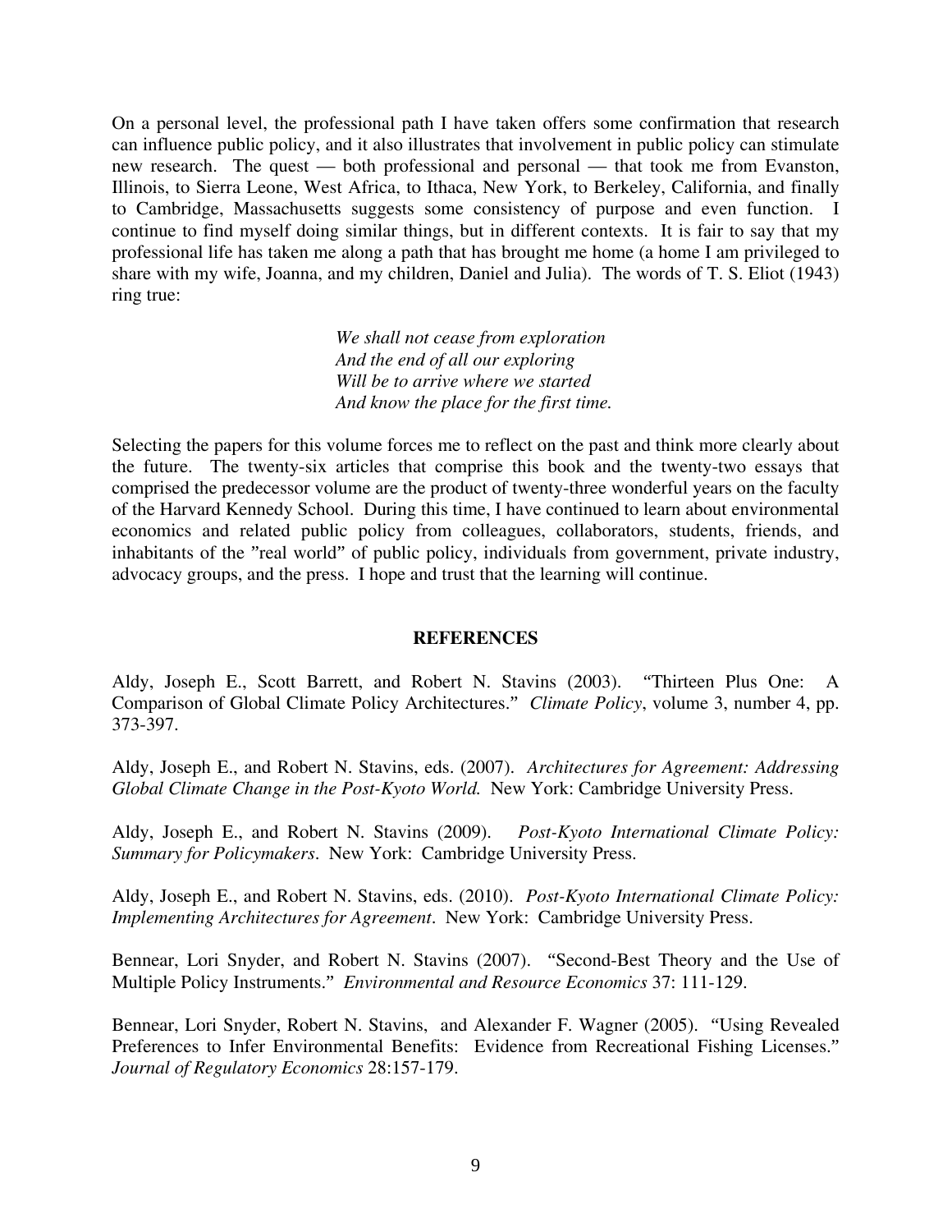On a personal level, the professional path I have taken offers some confirmation that research can influence public policy, and it also illustrates that involvement in public policy can stimulate new research. The quest — both professional and personal — that took me from Evanston, Illinois, to Sierra Leone, West Africa, to Ithaca, New York, to Berkeley, California, and finally to Cambridge, Massachusetts suggests some consistency of purpose and even function. I continue to find myself doing similar things, but in different contexts. It is fair to say that my professional life has taken me along a path that has brought me home (a home I am privileged to share with my wife, Joanna, and my children, Daniel and Julia). The words of T. S. Eliot (1943) ring true:

> *We shall not cease from exploration*
> *And the end of all our exploring*
> *Will be to arrive where we started*
> *And know the place for the first time.*

Selecting the papers for this volume forces me to reflect on the past and think more clearly about the future. The twenty-six articles that comprise this book and the twenty-two essays that comprised the predecessor volume are the product of twenty-three wonderful years on the faculty of the Harvard Kennedy School. During this time, I have continued to learn about environmental economics and related public policy from colleagues, collaborators, students, friends, and inhabitants of the "real world" of public policy, individuals from government, private industry, advocacy groups, and the press. I hope and trust that the learning will continue.

## REFERENCES

Aldy, Joseph E., Scott Barrett, and Robert N. Stavins (2003). "Thirteen Plus One: A Comparison of Global Climate Policy Architectures." *Climate Policy*, volume 3, number 4, pp. 373-397.

Aldy, Joseph E., and Robert N. Stavins, eds. (2007). *Architectures for Agreement: Addressing Global Climate Change in the Post-Kyoto World.* New York: Cambridge University Press.

Aldy, Joseph E., and Robert N. Stavins (2009). *Post-Kyoto International Climate Policy: Summary for Policymakers*. New York: Cambridge University Press.

Aldy, Joseph E., and Robert N. Stavins, eds. (2010). *Post-Kyoto International Climate Policy: Implementing Architectures for Agreement*. New York: Cambridge University Press.

Bennear, Lori Snyder, and Robert N. Stavins (2007). "Second-Best Theory and the Use of Multiple Policy Instruments." *Environmental and Resource Economics* 37: 111-129.

Bennear, Lori Snyder, Robert N. Stavins, and Alexander F. Wagner (2005). "Using Revealed Preferences to Infer Environmental Benefits: Evidence from Recreational Fishing Licenses." *Journal of Regulatory Economics* 28:157-179.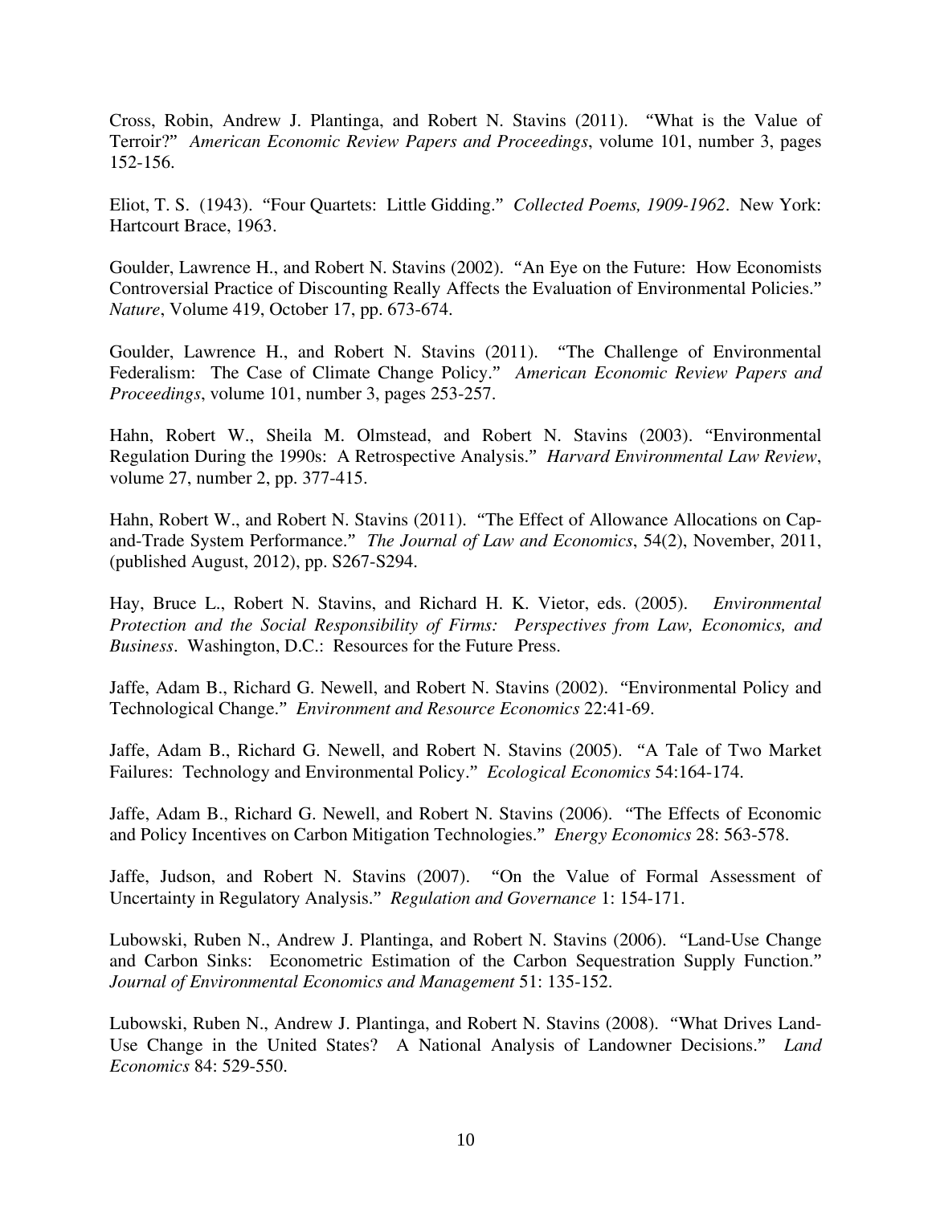Cross, Robin, Andrew J. Plantinga, and Robert N. Stavins (2011). "What is the Value of Terroir?" *American Economic Review Papers and Proceedings*, volume 101, number 3, pages 152-156.

Eliot, T. S. (1943). "Four Quartets: Little Gidding." *Collected Poems, 1909-1962*. New York: Hartcourt Brace, 1963.

Goulder, Lawrence H., and Robert N. Stavins (2002). "An Eye on the Future: How Economists Controversial Practice of Discounting Really Affects the Evaluation of Environmental Policies." *Nature*, Volume 419, October 17, pp. 673-674.

Goulder, Lawrence H., and Robert N. Stavins (2011). "The Challenge of Environmental Federalism: The Case of Climate Change Policy." *American Economic Review Papers and Proceedings*, volume 101, number 3, pages 253-257.

Hahn, Robert W., Sheila M. Olmstead, and Robert N. Stavins (2003). "Environmental Regulation During the 1990s: A Retrospective Analysis." *Harvard Environmental Law Review*, volume 27, number 2, pp. 377-415.

Hahn, Robert W., and Robert N. Stavins (2011). "The Effect of Allowance Allocations on Cap-and-Trade System Performance." *The Journal of Law and Economics*, 54(2), November, 2011, (published August, 2012), pp. S267-S294.

Hay, Bruce L., Robert N. Stavins, and Richard H. K. Vietor, eds. (2005). *Environmental Protection and the Social Responsibility of Firms: Perspectives from Law, Economics, and Business*. Washington, D.C.: Resources for the Future Press.

Jaffe, Adam B., Richard G. Newell, and Robert N. Stavins (2002). "Environmental Policy and Technological Change." *Environment and Resource Economics* 22:41-69.

Jaffe, Adam B., Richard G. Newell, and Robert N. Stavins (2005). "A Tale of Two Market Failures: Technology and Environmental Policy." *Ecological Economics* 54:164-174.

Jaffe, Adam B., Richard G. Newell, and Robert N. Stavins (2006). "The Effects of Economic and Policy Incentives on Carbon Mitigation Technologies." *Energy Economics* 28: 563-578.

Jaffe, Judson, and Robert N. Stavins (2007). "On the Value of Formal Assessment of Uncertainty in Regulatory Analysis." *Regulation and Governance* 1: 154-171.

Lubowski, Ruben N., Andrew J. Plantinga, and Robert N. Stavins (2006). "Land-Use Change and Carbon Sinks: Econometric Estimation of the Carbon Sequestration Supply Function." *Journal of Environmental Economics and Management* 51: 135-152.

Lubowski, Ruben N., Andrew J. Plantinga, and Robert N. Stavins (2008). "What Drives Land-Use Change in the United States? A National Analysis of Landowner Decisions." *Land Economics* 84: 529-550.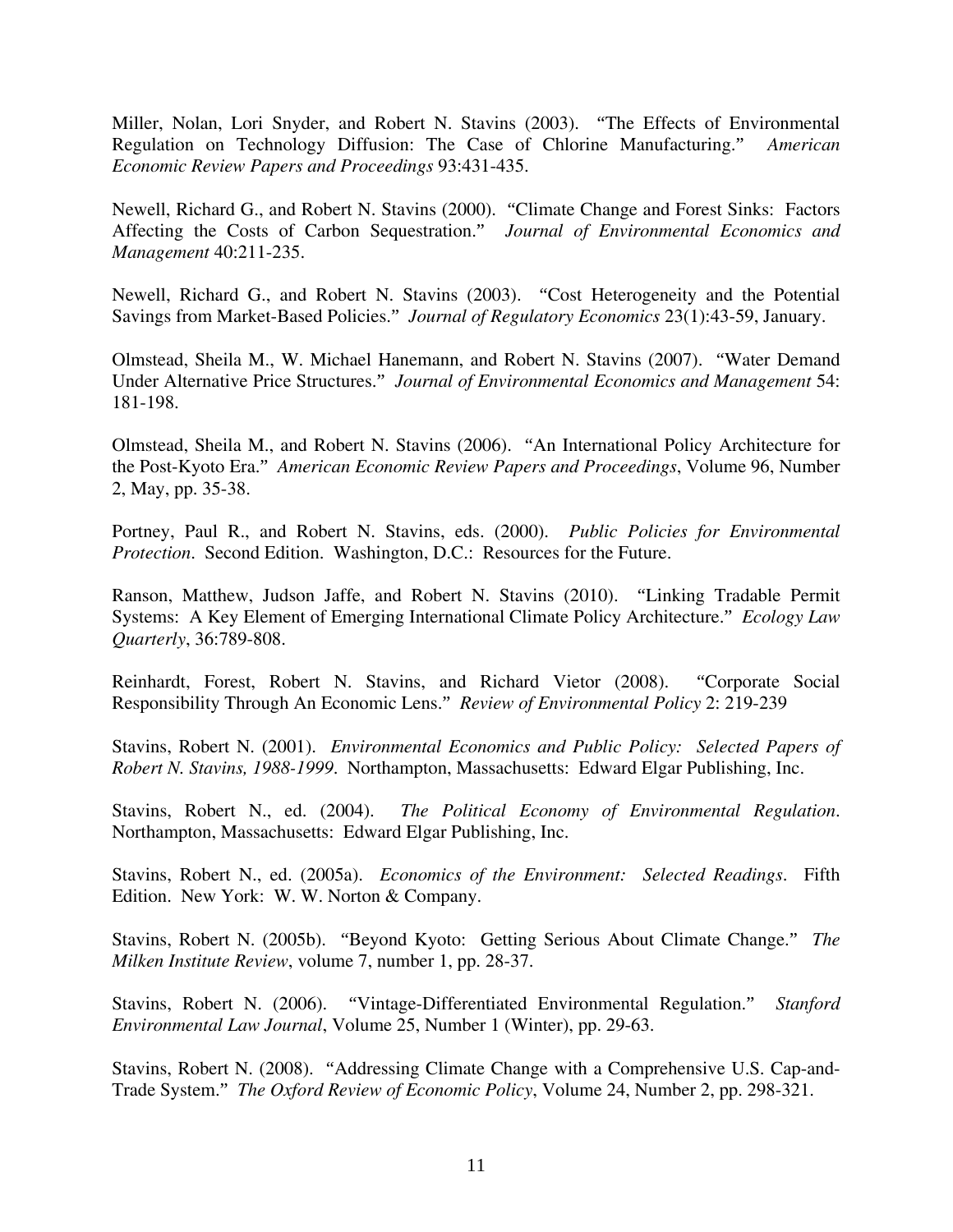Miller, Nolan, Lori Snyder, and Robert N. Stavins (2003). "The Effects of Environmental Regulation on Technology Diffusion: The Case of Chlorine Manufacturing." *American Economic Review Papers and Proceedings* 93:431-435.

Newell, Richard G., and Robert N. Stavins (2000). "Climate Change and Forest Sinks: Factors Affecting the Costs of Carbon Sequestration." *Journal of Environmental Economics and Management* 40:211-235.

Newell, Richard G., and Robert N. Stavins (2003). "Cost Heterogeneity and the Potential Savings from Market-Based Policies." *Journal of Regulatory Economics* 23(1):43-59, January.

Olmstead, Sheila M., W. Michael Hanemann, and Robert N. Stavins (2007). "Water Demand Under Alternative Price Structures." *Journal of Environmental Economics and Management* 54: 181-198.

Olmstead, Sheila M., and Robert N. Stavins (2006). "An International Policy Architecture for the Post-Kyoto Era." *American Economic Review Papers and Proceedings*, Volume 96, Number 2, May, pp. 35-38.

Portney, Paul R., and Robert N. Stavins, eds. (2000). *Public Policies for Environmental Protection*. Second Edition. Washington, D.C.: Resources for the Future.

Ranson, Matthew, Judson Jaffe, and Robert N. Stavins (2010). "Linking Tradable Permit Systems: A Key Element of Emerging International Climate Policy Architecture." *Ecology Law Quarterly*, 36:789-808.

Reinhardt, Forest, Robert N. Stavins, and Richard Vietor (2008). "Corporate Social Responsibility Through An Economic Lens." *Review of Environmental Policy* 2: 219-239

Stavins, Robert N. (2001). *Environmental Economics and Public Policy: Selected Papers of Robert N. Stavins, 1988-1999*. Northampton, Massachusetts: Edward Elgar Publishing, Inc.

Stavins, Robert N., ed. (2004). *The Political Economy of Environmental Regulation*. Northampton, Massachusetts: Edward Elgar Publishing, Inc.

Stavins, Robert N., ed. (2005a). *Economics of the Environment: Selected Readings*. Fifth Edition. New York: W. W. Norton & Company.

Stavins, Robert N. (2005b). "Beyond Kyoto: Getting Serious About Climate Change." *The Milken Institute Review*, volume 7, number 1, pp. 28-37.

Stavins, Robert N. (2006). "Vintage-Differentiated Environmental Regulation." *Stanford Environmental Law Journal*, Volume 25, Number 1 (Winter), pp. 29-63.

Stavins, Robert N. (2008). "Addressing Climate Change with a Comprehensive U.S. Cap-and-Trade System." *The Oxford Review of Economic Policy*, Volume 24, Number 2, pp. 298-321.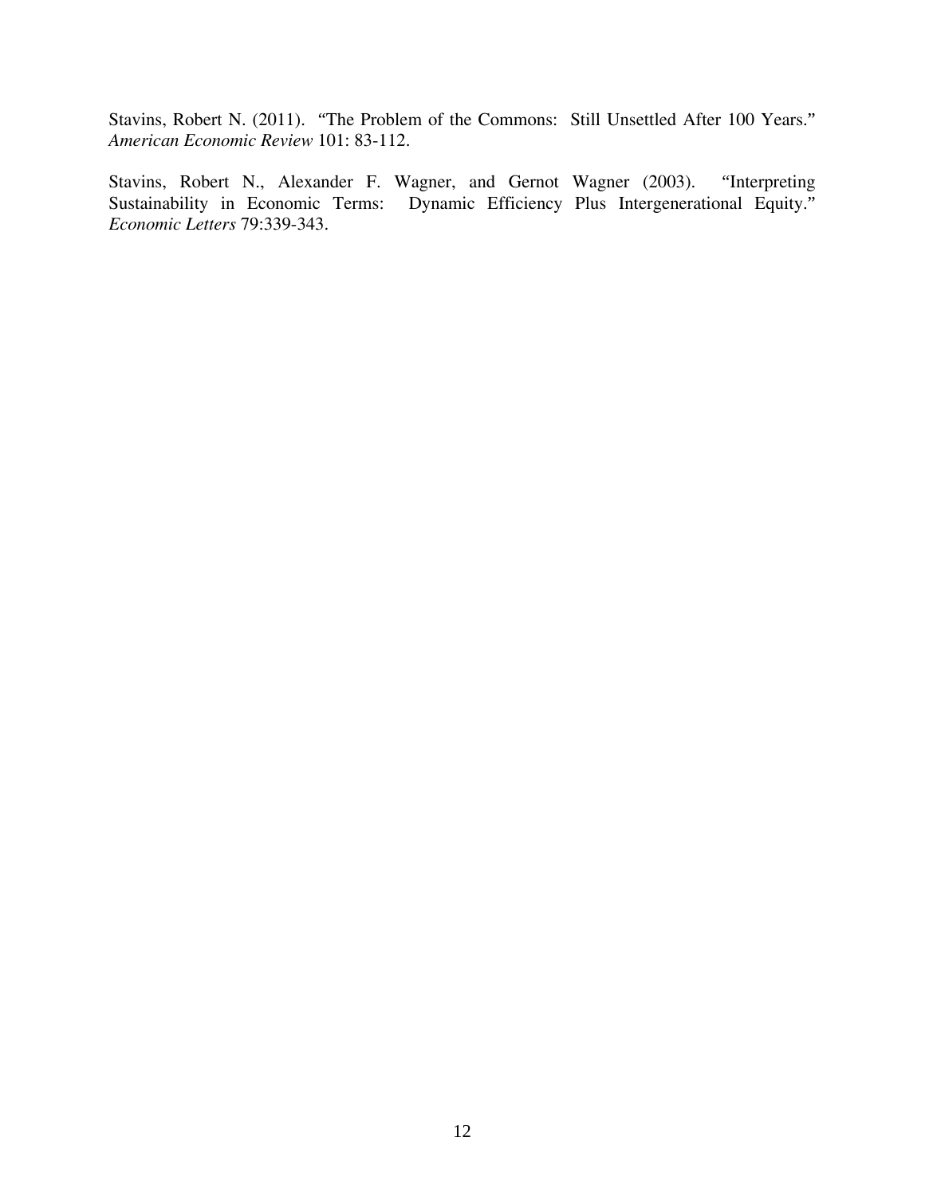Stavins, Robert N. (2011). "The Problem of the Commons: Still Unsettled After 100 Years." *American Economic Review* 101: 83-112.

Stavins, Robert N., Alexander F. Wagner, and Gernot Wagner (2003). "Interpreting Sustainability in Economic Terms: Dynamic Efficiency Plus Intergenerational Equity." *Economic Letters* 79:339-343.